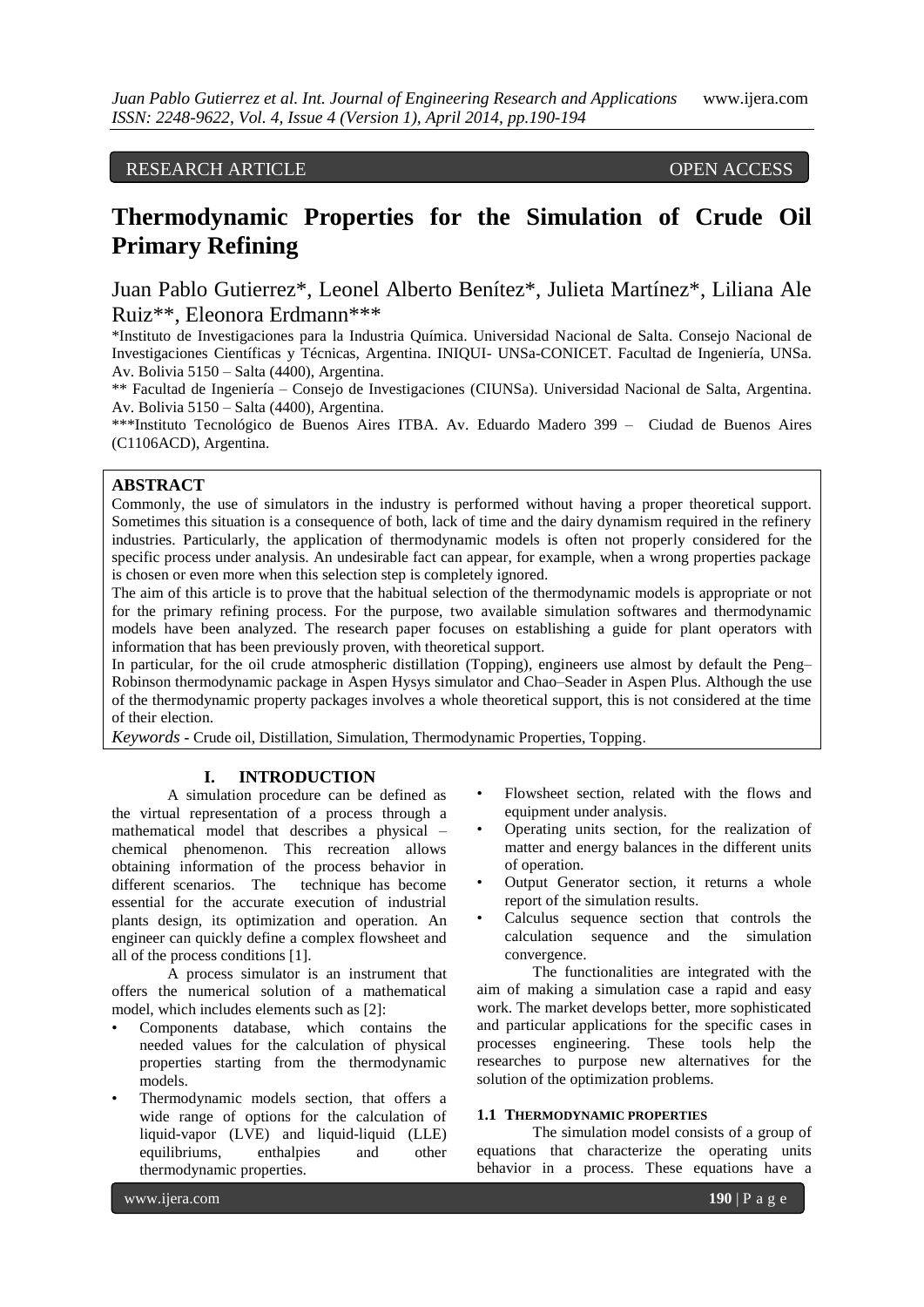RESEARCH ARTICLE OPEN ACCESS

# Thermodynamic Properties for the Simulation of Crude Oil Primary Refining

Juan Pablo Gutierrez*, Leonel Alberto Benítez*, Julieta Martínez*, Liliana Ale Ruiz**, Eleonora Erdmann***

*Instituto de Investigaciones para la Industria Química. Universidad Nacional de Salta. Consejo Nacional de Investigaciones Científicas y Técnicas, Argentina. INIQUI- UNSa-CONICET. Facultad de Ingeniería, UNSa. Av. Bolivia 5150 – Salta (4400), Argentina.

** Facultad de Ingeniería – Consejo de Investigaciones (CIUNSa). Universidad Nacional de Salta, Argentina. Av. Bolivia 5150 – Salta (4400), Argentina.

***Instituto Tecnológico de Buenos Aires ITBA. Av. Eduardo Madero 399 – Ciudad de Buenos Aires (C1106ACD), Argentina.

## ABSTRACT

Commonly, the use of simulators in the industry is performed without having a proper theoretical support. Sometimes this situation is a consequence of both, lack of time and the dairy dynamism required in the refinery industries. Particularly, the application of thermodynamic models is often not properly considered for the specific process under analysis. An undesirable fact can appear, for example, when a wrong properties package is chosen or even more when this selection step is completely ignored.

The aim of this article is to prove that the habitual selection of the thermodynamic models is appropriate or not for the primary refining process. For the purpose, two available simulation softwares and thermodynamic models have been analyzed. The research paper focuses on establishing a guide for plant operators with information that has been previously proven, with theoretical support.

In particular, for the oil crude atmospheric distillation (Topping), engineers use almost by default the Peng–Robinson thermodynamic package in Aspen Hysys simulator and Chao–Seader in Aspen Plus. Although the use of the thermodynamic property packages involves a whole theoretical support, this is not considered at the time of their election.

*Keywords* **-** Crude oil, Distillation, Simulation, Thermodynamic Properties, Topping.

## I. INTRODUCTION

A simulation procedure can be defined as the virtual representation of a process through a mathematical model that describes a physical – chemical phenomenon. This recreation allows obtaining information of the process behavior in different scenarios. The technique has become essential for the accurate execution of industrial plants design, its optimization and operation. An engineer can quickly define a complex flowsheet and all of the process conditions [1].

A process simulator is an instrument that offers the numerical solution of a mathematical model, which includes elements such as [2]:

- Components database, which contains the needed values for the calculation of physical properties starting from the thermodynamic models.
- Thermodynamic models section, that offers a wide range of options for the calculation of liquid-vapor (LVE) and liquid-liquid (LLE) equilibriums, enthalpies and other thermodynamic properties.
- Flowsheet section, related with the flows and equipment under analysis.
- Operating units section, for the realization of matter and energy balances in the different units of operation.
- Output Generator section, it returns a whole report of the simulation results.
- Calculus sequence section that controls the calculation sequence and the simulation convergence.

The functionalities are integrated with the aim of making a simulation case a rapid and easy work. The market develops better, more sophisticated and particular applications for the specific cases in processes engineering. These tools help the researches to purpose new alternatives for the solution of the optimization problems.

### 1.1 THERMODYNAMIC PROPERTIES

The simulation model consists of a group of equations that characterize the operating units behavior in a process. These equations have a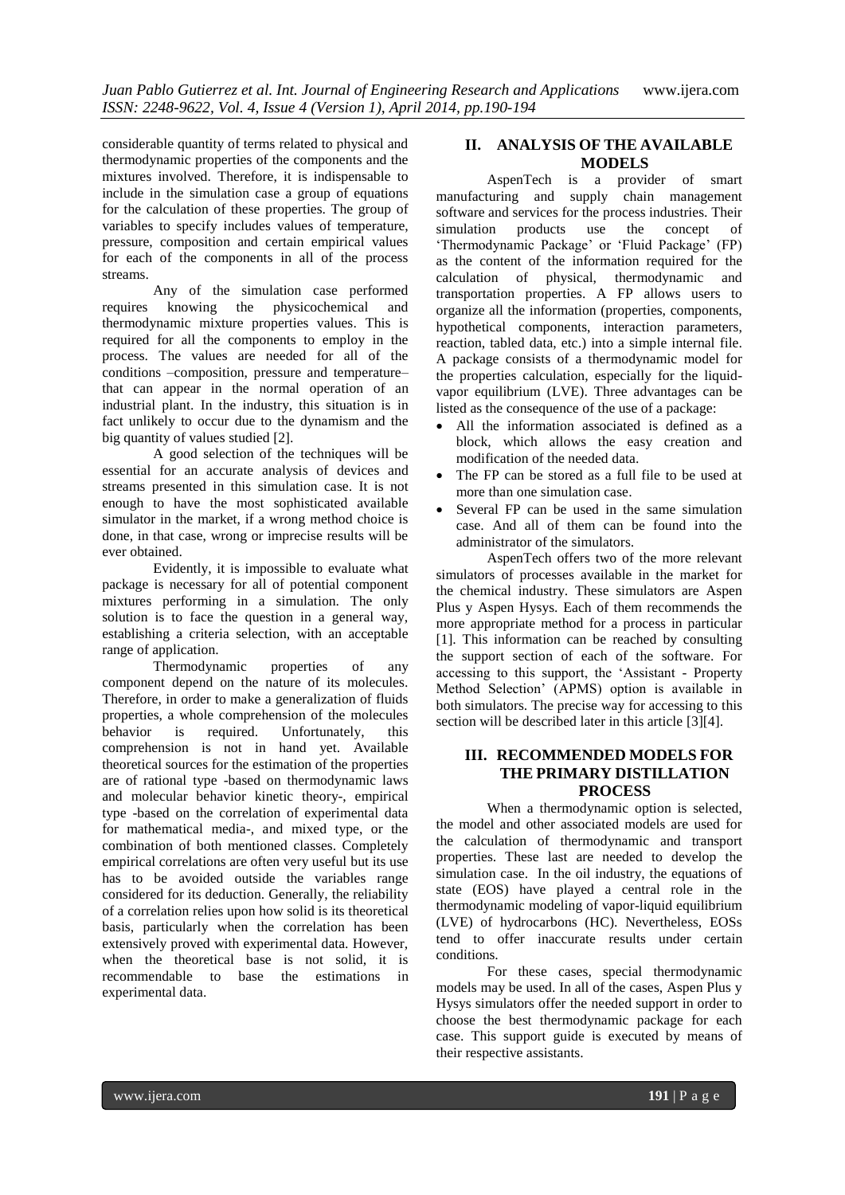considerable quantity of terms related to physical and thermodynamic properties of the components and the mixtures involved. Therefore, it is indispensable to include in the simulation case a group of equations for the calculation of these properties. The group of variables to specify includes values of temperature, pressure, composition and certain empirical values for each of the components in all of the process streams.

Any of the simulation case performed requires knowing the physicochemical and thermodynamic mixture properties values. This is required for all the components to employ in the process. The values are needed for all of the conditions –composition, pressure and temperature– that can appear in the normal operation of an industrial plant. In the industry, this situation is in fact unlikely to occur due to the dynamism and the big quantity of values studied [2].

A good selection of the techniques will be essential for an accurate analysis of devices and streams presented in this simulation case. It is not enough to have the most sophisticated available simulator in the market, if a wrong method choice is done, in that case, wrong or imprecise results will be ever obtained.

Evidently, it is impossible to evaluate what package is necessary for all of potential component mixtures performing in a simulation. The only solution is to face the question in a general way, establishing a criteria selection, with an acceptable range of application.

Thermodynamic properties of any component depend on the nature of its molecules. Therefore, in order to make a generalization of fluids properties, a whole comprehension of the molecules behavior is required. Unfortunately, this comprehension is not in hand yet. Available theoretical sources for the estimation of the properties are of rational type -based on thermodynamic laws and molecular behavior kinetic theory-, empirical type -based on the correlation of experimental data for mathematical media-, and mixed type, or the combination of both mentioned classes. Completely empirical correlations are often very useful but its use has to be avoided outside the variables range considered for its deduction. Generally, the reliability of a correlation relies upon how solid is its theoretical basis, particularly when the correlation has been extensively proved with experimental data. However, when the theoretical base is not solid, it is recommendable to base the estimations in experimental data.

## II. ANALYSIS OF THE AVAILABLE MODELS

AspenTech is a provider of smart manufacturing and supply chain management software and services for the process industries. Their simulation products use the concept of 'Thermodynamic Package' or 'Fluid Package' (FP) as the content of the information required for the calculation of physical, thermodynamic and transportation properties. A FP allows users to organize all the information (properties, components, hypothetical components, interaction parameters, reaction, tabled data, etc.) into a simple internal file. A package consists of a thermodynamic model for the properties calculation, especially for the liquid-vapor equilibrium (LVE). Three advantages can be listed as the consequence of the use of a package:

- All the information associated is defined as a block, which allows the easy creation and modification of the needed data.
- The FP can be stored as a full file to be used at more than one simulation case.
- Several FP can be used in the same simulation case. And all of them can be found into the administrator of the simulators.

AspenTech offers two of the more relevant simulators of processes available in the market for the chemical industry. These simulators are Aspen Plus y Aspen Hysys. Each of them recommends the more appropriate method for a process in particular [1]. This information can be reached by consulting the support section of each of the software. For accessing to this support, the 'Assistant - Property Method Selection' (APMS) option is available in both simulators. The precise way for accessing to this section will be described later in this article [3][4].

## III. RECOMMENDED MODELS FOR THE PRIMARY DISTILLATION PROCESS

When a thermodynamic option is selected, the model and other associated models are used for the calculation of thermodynamic and transport properties. These last are needed to develop the simulation case. In the oil industry, the equations of state (EOS) have played a central role in the thermodynamic modeling of vapor-liquid equilibrium (LVE) of hydrocarbons (HC). Nevertheless, EOSs tend to offer inaccurate results under certain conditions.

For these cases, special thermodynamic models may be used. In all of the cases, Aspen Plus y Hysys simulators offer the needed support in order to choose the best thermodynamic package for each case. This support guide is executed by means of their respective assistants.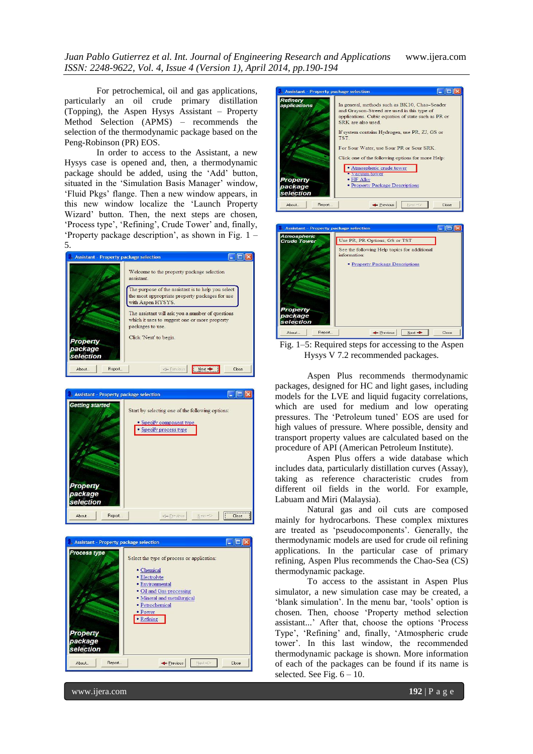For petrochemical, oil and gas applications, particularly an oil crude primary distillation (Topping), the Aspen Hysys Assistant – Property Method Selection (APMS) – recommends the selection of the thermodynamic package based on the Peng-Robinson (PR) EOS.

In order to access to the Assistant, a new Hysys case is opened and, then, a thermodynamic package should be added, using the 'Add' button, situated in the 'Simulation Basis Manager' window, 'Fluid Pkgs' flange. Then a new window appears, in this new window localize the 'Launch Property Wizard' button. Then, the next steps are chosen, 'Process type', 'Refining', Crude Tower' and, finally, 'Property package description', as shown in Fig. 1 – 5.

Fig. 1–5: Required steps for accessing to the Aspen Hysys V 7.2 recommended packages.

Aspen Plus recommends thermodynamic packages, designed for HC and light gases, including models for the LVE and liquid fugacity correlations, which are used for medium and low operating pressures. The 'Petroleum tuned' EOS are used for high values of pressure. Where possible, density and transport property values are calculated based on the procedure of API (American Petroleum Institute).

Aspen Plus offers a wide database which includes data, particularly distillation curves (Assay), taking as reference characteristic crudes from different oil fields in the world. For example, Labuam and Miri (Malaysia).

Natural gas and oil cuts are composed mainly for hydrocarbons. These complex mixtures are treated as 'pseudocomponents'. Generally, the thermodynamic models are used for crude oil refining applications. In the particular case of primary refining, Aspen Plus recommends the Chao-Sea (CS) thermodynamic package.

To access to the assistant in Aspen Plus simulator, a new simulation case may be created, a 'blank simulation'. In the menu bar, 'tools' option is chosen. Then, choose 'Property method selection assistant...' After that, choose the options 'Process Type', 'Refining' and, finally, 'Atmospheric crude tower'. In this last window, the recommended thermodynamic package is shown. More information of each of the packages can be found if its name is selected. See Fig. 6 – 10.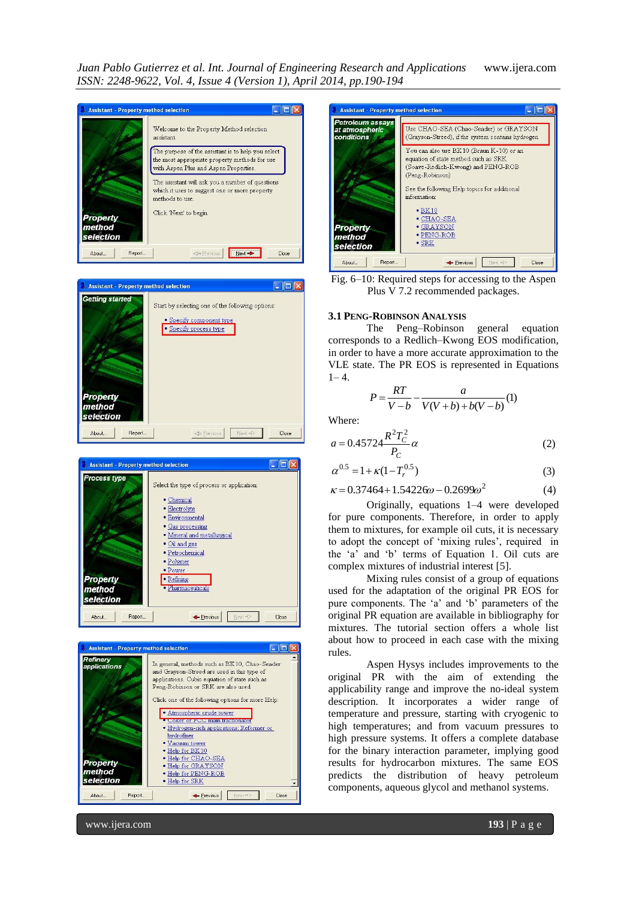Fig. 6–10: Required steps for accessing to the Aspen Plus V 7.2 recommended packages.

### 3.1 PENG-ROBINSON ANALYSIS

The Peng–Robinson general equation corresponds to a Redlich–Kwong EOS modification, in order to have a more accurate approximation to the VLE state. The PR EOS is represented in Equations 1– 4.

$$P = \frac{RT}{V-b} - \frac{a}{V(V+b)+b(V-b)} \quad (1)$$

Where:

$$a = 0.45724\frac{R^2 T_C^2}{P_C}\alpha \quad (2)$$

$$\alpha^{0.5} = 1+\kappa(1-T_r^{0.5}) \quad (3)$$

$$\kappa = 0.37464 + 1.54226\omega - 0.26993\omega^2 \quad (4)$$

Originally, equations 1–4 were developed for pure components. Therefore, in order to apply them to mixtures, for example oil cuts, it is necessary to adopt the concept of 'mixing rules', required in the 'a' and 'b' terms of Equation 1. Oil cuts are complex mixtures of industrial interest [5].

Mixing rules consist of a group of equations used for the adaptation of the original PR EOS for pure components. The 'a' and 'b' parameters of the original PR equation are available in bibliography for mixtures. The tutorial section offers a whole list about how to proceed in each case with the mixing rules.

Aspen Hysys includes improvements to the original PR with the aim of extending the applicability range and improve the non-ideal system description. It incorporates a wider range of temperature and pressure, starting with cryogenic to high temperatures; and from vacuum pressures to high pressure systems. It offers a complete database for the binary interaction parameter, implying good results for hydrocarbon mixtures. The same EOS predicts the distribution of heavy petroleum components, aqueous glycol and methanol systems.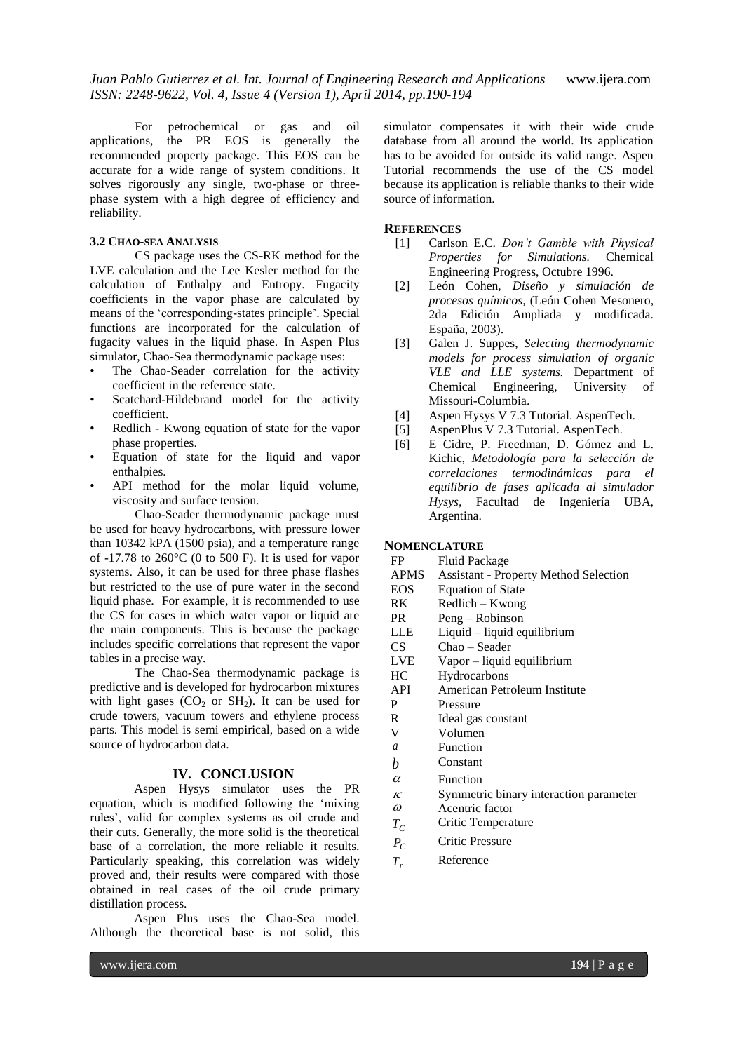For petrochemical or gas and oil applications, the PR EOS is generally the recommended property package. This EOS can be accurate for a wide range of system conditions. It solves rigorously any single, two-phase or three-phase system with a high degree of efficiency and reliability.

### 3.2 Chao-sea Analysis

CS package uses the CS-RK method for the LVE calculation and the Lee Kesler method for the calculation of Enthalpy and Entropy. Fugacity coefficients in the vapor phase are calculated by means of the 'corresponding-states principle'. Special functions are incorporated for the calculation of fugacity values in the liquid phase. In Aspen Plus simulator, Chao-Sea thermodynamic package uses:

- The Chao-Seader correlation for the activity coefficient in the reference state.
- Scatchard-Hildebrand model for the activity coefficient.
- Redlich - Kwong equation of state for the vapor phase properties.
- Equation of state for the liquid and vapor enthalpies.
- API method for the molar liquid volume, viscosity and surface tension.

Chao-Seader thermodynamic package must be used for heavy hydrocarbons, with pressure lower than 10342 kPA (1500 psia), and a temperature range of -17.78 to 260°C (0 to 500 F). It is used for vapor systems. Also, it can be used for three phase flashes but restricted to the use of pure water in the second liquid phase. For example, it is recommended to use the CS for cases in which water vapor or liquid are the main components. This is because the package includes specific correlations that represent the vapor tables in a precise way.

The Chao-Sea thermodynamic package is predictive and is developed for hydrocarbon mixtures with light gases ($CO_2$ or $SH_2$). It can be used for crude towers, vacuum towers and ethylene process parts. This model is semi empirical, based on a wide source of hydrocarbon data.

## IV. CONCLUSION

Aspen Hysys simulator uses the PR equation, which is modified following the 'mixing rules', valid for complex systems as oil crude and their cuts. Generally, the more solid is the theoretical base of a correlation, the more reliable it results. Particularly speaking, this correlation was widely proved and, their results were compared with those obtained in real cases of the oil crude primary distillation process.

Aspen Plus uses the Chao-Sea model. Although the theoretical base is not solid, this simulator compensates it with their wide crude database from all around the world. Its application has to be avoided for outside its valid range. Aspen Tutorial recommends the use of the CS model because its application is reliable thanks to their wide source of information.

## References

[1] Carlson E.C. *Don't Gamble with Physical Properties for Simulations.* Chemical Engineering Progress, Octubre 1996.

[2] León Cohen, *Diseño y simulación de procesos químicos,* (León Cohen Mesonero, 2da Edición Ampliada y modificada. España, 2003).

[3] Galen J. Suppes, *Selecting thermodynamic models for process simulation of organic VLE and LLE systems.* Department of Chemical Engineering, University of Missouri-Columbia.

[4] Aspen Hysys V 7.3 Tutorial. AspenTech.

[5] AspenPlus V 7.3 Tutorial. AspenTech.

[6] E Cidre, P. Freedman, D. Gómez and L. Kichic, *Metodología para la selección de correlaciones termodinámicas para el equilibrio de fases aplicada al simulador Hysys,* Facultad de Ingeniería UBA, Argentina.

## Nomenclature

| | |
|---|---|
| FP | Fluid Package |
| APMS | Assistant - Property Method Selection |
| EOS | Equation of State |
| RK | Redlich – Kwong |
| PR | Peng – Robinson |
| LLE | Liquid – liquid equilibrium |
| CS | Chao – Seader |
| LVE | Vapor – liquid equilibrium |
| HC | Hydrocarbons |
| API | American Petroleum Institute |
| P | Pressure |
| R | Ideal gas constant |
| V | Volumen |
| $a$ | Function |
| $b$ | Constant |
| $\alpha$ | Function |
| $\kappa$ | Symmetric binary interaction parameter |
| $\omega$ | Acentric factor |
| $T_C$ | Critic Temperature |
| $P_C$ | Critic Pressure |
| $T_r$ | Reference |